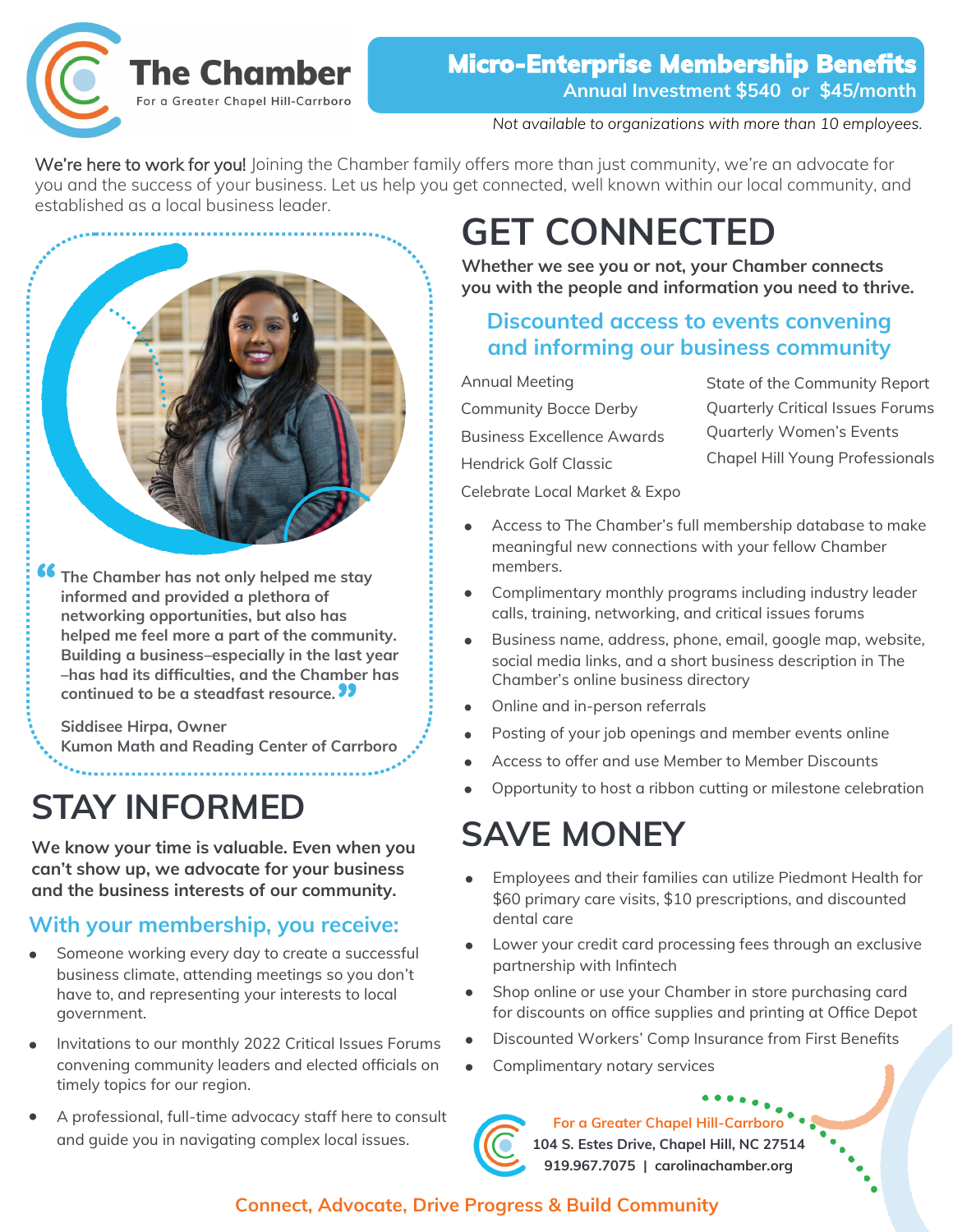# The Chamber

For a Greater Chapel Hill-Carrboro

## Micro-Enterprise Membership Benefits

**Annual Investment $540 or $45/month**

*Not available to organizations with more than 10 employees.*

We're here to work for you! Joining the Chamber family offers more than just community, we're an advocate for you and the success of your business. Let us help you get connected, well known within our local community, and established as a local business leader.

> "The Chamber has not only helped me stay informed and provided a plethora of networking opportunities, but also has helped me feel more a part of the community. Building a business–especially in the last year –has had its difficulties, and the Chamber has continued to be a steadfast resource."
>
> **Siddisee Hirpa, Owner**
> **Kumon Math and Reading Center of Carrboro**

# GET CONNECTED

**Whether we see you or not, your Chamber connects you with the people and information you need to thrive.**

### Discounted access to events convening and informing our business community

- Annual Meeting
- Community Bocce Derby
- Business Excellence Awards
- Hendrick Golf Classic
- Celebrate Local Market & Expo
- State of the Community Report
- Quarterly Critical Issues Forums
- Quarterly Women's Events
- Chapel Hill Young Professionals

- Access to The Chamber's full membership database to make meaningful new connections with your fellow Chamber members.
- Complimentary monthly programs including industry leader calls, training, networking, and critical issues forums
- Business name, address, phone, email, google map, website, social media links, and a short business description in The Chamber's online business directory
- Online and in-person referrals
- Posting of your job openings and member events online
- Access to offer and use Member to Member Discounts
- Opportunity to host a ribbon cutting or milestone celebration

# STAY INFORMED

**We know your time is valuable. Even when you can't show up, we advocate for your business and the business interests of our community.**

### With your membership, you receive:

- Someone working every day to create a successful business climate, attending meetings so you don't have to, and representing your interests to local government.
- Invitations to our monthly 2022 Critical Issues Forums convening community leaders and elected officials on timely topics for our region.
- A professional, full-time advocacy staff here to consult and guide you in navigating complex local issues.

# SAVE MONEY

- Employees and their families can utilize Piedmont Health for $60 primary care visits, $10 prescriptions, and discounted dental care
- Lower your credit card processing fees through an exclusive partnership with Infintech
- Shop online or use your Chamber in store purchasing card for discounts on office supplies and printing at Office Depot
- Discounted Workers' Comp Insurance from First Benefits
- Complimentary notary services

For a Greater Chapel Hill-Carrboro
**104 S. Estes Drive, Chapel Hill, NC 27514**
**919.967.7075 | carolinachamber.org**

**Connect, Advocate, Drive Progress & Build Community**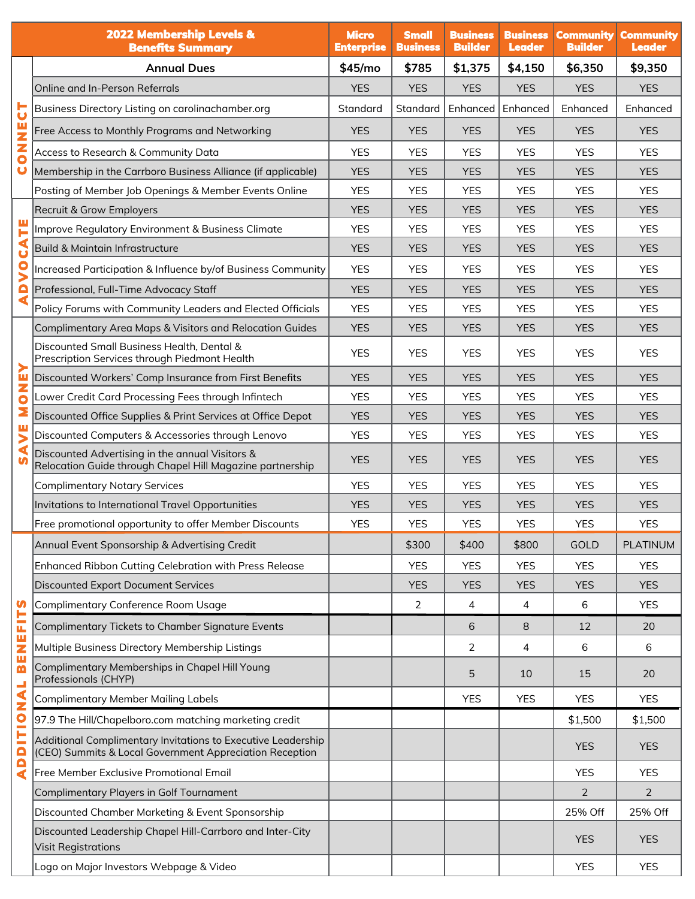| | 2022 Membership Levels & Benefits Summary | Micro Enterprise | Small Business | Business Builder | Business Leader | Community Builder | Community Leader |
|---|---|---|---|---|---|---|---|
| | **Annual Dues** | **$45/mo** | **$785** | **$1,375** | **$4,150** | **$6,350** | **$9,350** |
| CONNECT | Online and In-Person Referrals | YES | YES | YES | YES | YES | YES |
| | Business Directory Listing on carolinachamber.org | Standard | Standard | Enhanced | Enhanced | Enhanced | Enhanced |
| | Free Access to Monthly Programs and Networking | YES | YES | YES | YES | YES | YES |
| | Access to Research & Community Data | YES | YES | YES | YES | YES | YES |
| | Membership in the Carrboro Business Alliance (if applicable) | YES | YES | YES | YES | YES | YES |
| | Posting of Member Job Openings & Member Events Online | YES | YES | YES | YES | YES | YES |
| ADVOCATE | Recruit & Grow Employers | YES | YES | YES | YES | YES | YES |
| | Improve Regulatory Environment & Business Climate | YES | YES | YES | YES | YES | YES |
| | Build & Maintain Infrastructure | YES | YES | YES | YES | YES | YES |
| | Increased Participation & Influence by/of Business Community | YES | YES | YES | YES | YES | YES |
| | Professional, Full-Time Advocacy Staff | YES | YES | YES | YES | YES | YES |
| | Policy Forums with Community Leaders and Elected Officials | YES | YES | YES | YES | YES | YES |
| SAVE MONEY | Complimentary Area Maps & Visitors and Relocation Guides | YES | YES | YES | YES | YES | YES |
| | Discounted Small Business Health, Dental & Prescription Services through Piedmont Health | YES | YES | YES | YES | YES | YES |
| | Discounted Workers' Comp Insurance from First Benefits | YES | YES | YES | YES | YES | YES |
| | Lower Credit Card Processing Fees through Infintech | YES | YES | YES | YES | YES | YES |
| | Discounted Office Supplies & Print Services at Office Depot | YES | YES | YES | YES | YES | YES |
| | Discounted Computers & Accessories through Lenovo | YES | YES | YES | YES | YES | YES |
| | Discounted Advertising in the annual Visitors & Relocation Guide through Chapel Hill Magazine partnership | YES | YES | YES | YES | YES | YES |
| | Complimentary Notary Services | YES | YES | YES | YES | YES | YES |
| | Invitations to International Travel Opportunities | YES | YES | YES | YES | YES | YES |
| | Free promotional opportunity to offer Member Discounts | YES | YES | YES | YES | YES | YES |
| ADDITIONAL BENEFITS | Annual Event Sponsorship & Advertising Credit | | $300 | $400 | $800 | GOLD | PLATINUM |
| | Enhanced Ribbon Cutting Celebration with Press Release | | YES | YES | YES | YES | YES |
| | Discounted Export Document Services | | YES | YES | YES | YES | YES |
| | Complimentary Conference Room Usage | | 2 | 4 | 4 | 6 | YES |
| | Complimentary Tickets to Chamber Signature Events | | | 6 | 8 | 12 | 20 |
| | Multiple Business Directory Membership Listings | | | 2 | 4 | 6 | 6 |
| | Complimentary Memberships in Chapel Hill Young Professionals (CHYP) | | | 5 | 10 | 15 | 20 |
| | Complimentary Member Mailing Labels | | | YES | YES | YES | YES |
| | 97.9 The Hill/Chapelboro.com matching marketing credit | | | | | $1,500 | $1,500 |
| | Additional Complimentary Invitations to Executive Leadership (CEO) Summits & Local Government Appreciation Reception | | | | | YES | YES |
| | Free Member Exclusive Promotional Email | | | | | YES | YES |
| | Complimentary Players in Golf Tournament | | | | | 2 | 2 |
| | Discounted Chamber Marketing & Event Sponsorship | | | | | 25% Off | 25% Off |
| | Discounted Leadership Chapel Hill-Carrboro and Inter-City Visit Registrations | | | | | YES | YES |
| | Logo on Major Investors Webpage & Video | | | | | YES | YES |